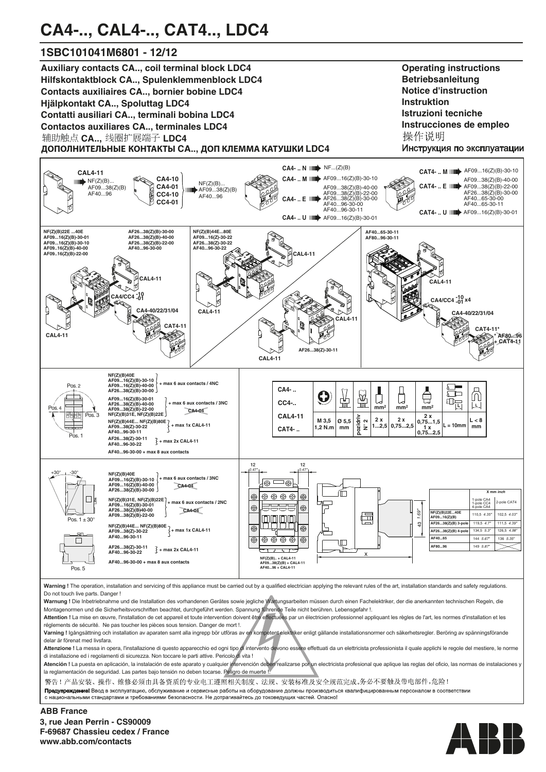# CA4-.., CAL4-.., CAT4.., LDC4

## 1SBC101041M6801 - 12/12

**Auxiliary contacts CA.., coil terminal block LDC4**
**Hilfskontaktblock CA.., Spulenklemmenblock LDC4**
**Contacts auxiliaires CA.., bornier bobine LDC4**
**Hjälpkontakt CA.., Spoluttag LDC4**
**Contatti ausiliari CA.., terminali bobina LDC4**
**Contactos auxiliares CA.., terminales LDC4**
辅助触点 **CA..,** 线圈扩展端子 **LDC4**
**ДОПОЛНИТЕЛЬНЫЕ КОНТАКТЫ CA.., ДОП КЛЕММА КАТУШКИ LDC4**

**Operating instructions**
**Betriebsanleitung**
**Notice d'instruction**
**Instruktion**
**Istruzioni tecniche**
**Instrucciones de empleo**
操作说明
**Инструкция по эксплуатации**

CAL4-11 → NF(Z)(B)... AF09...38(Z)(B) AF40...96

CA4-10, CA4-01, CC4-10, CC4-01 → NF(Z)(B)... AF09...38(Z)(B) AF40...96

CA4- .. N → NF...(Z)(B)
CA4- .. M → AF09...16(Z)(B)-30-10
CA4- .. E → AF09...38(Z)(B)-40-00, AF09...38(Z)(B)-22-00, AF26...38(Z)(B)-30-00, AF40...96-30-00, AF40...96-30-11
CA4- .. U → AF09...16(Z)(B)-30-01

CAT4- .. M → AF09...16(Z)(B)-30-10
CAT4- .. E → AF09...38(Z)(B)-40-00, AF09...38(Z)(B)-22-00, AF26...38(Z)(B)-30-00, AF40...65-30-00, AF40...65-30-11
CAT4- .. U → AF09...16(Z)(B)-30-01

NF(Z)(B)22E ...40E, AF09...16(Z)(B)-30-01, AF09...16(Z)(B)-30-10, AF09..16(Z)(B)-40-00, AF09..16(Z)(B)-22-00
AF26...38(Z)(B)-30-00, AF26...38(Z)(B)-40-00, AF26...38(Z)(B)-22-00, AF40...96-30-00
CAL4-11, CA4/CC4 -10 -01, CA4-40/22/31/04, CAT4-11, CAL4-11

NF(Z)(B)44E...80E, AF09...16(Z)-30-22, AF26...38(Z)-30-22, AF40...96-30-22
CAL4-11, CAL4-11, CAL4-11, AF26...38(Z)-30-11, CAL4-11

AF40...65-30-11, AF80...96-30-11
CAL4-11, CA4/CC4 -10 -01 x4, CA4-40/22/31/04, CAT4-11*
* AF80...96 + CAT4-11

Pos. 2, Pos. 4, Pos. 3, Pos. 1

NF(Z)(B)40E, AF09...16(Z)(B)-30-10, AF09...16(Z)(B)-40-00, AF26...38(Z)(B)-30-00 } + max 6 aux contacts / 4NC
AF09...16(Z)(B)-30-01, AF26...38(Z)(B)-40-00, AF09...38(Z)(B)-22-00, NF(Z)(B)31E, NF(Z)(B)22E } + max 6 aux contacts / 3NC — CA4-04 (crossed out)
NF(Z)(B)44E... NF(Z)(B)80E, AF09...38(Z)-30-22, AF40...96-30-11 } + max 1x CAL4-11
AF26...38(Z)-30-11, AF40...96-30-22 } + max 2x CAL4-11
AF40...96-30-00 + max 8 aux contacts

| | | | | | | | | | |
|---|---|---|---|---|---|---|---|---|---|
| CA4- .. / CC4-.. | | | | | mm² | mm² | mm² | L | L |
| CAL4-11 / CAT4- .. | M 3,5 1,2 N.m | Ø 5,5 mm | pozidriv N° 2 | 2 x 1...2,5 | 2 x 0,75...2,5 | 2 x 0,75...1,5 1 x 0,75...2,5 | L = 10mm | L < 8 mm | |

+30°, -30°, Pos. 1 ± 30°, Pos. 5

NF(Z)(B)40E, AF09...16(Z)(B)-30-10, AF09...16(Z)(B)-40-00, AF26...38(Z)(B)-30-00 } + max 6 aux contacts / 3NC — CA4-04 (crossed out)
NF(Z)(B)31E, NF(Z)(B)22E, AF09...16(Z)(B)-30-01, AF26...38(Z)(B)40-00, AF09...38(Z)(B)-22-00 } + max 6 aux contacts / 2NC — CA4-04 (crossed out)
NF(Z)(B)44E... NF(Z)(B)80E, AF09...38(Z)-30-22, AF40...96-30-11 } + max 1x CAL4-11
AF26...38(Z)-30-11, AF40...96-30-22 } + max 2x CAL4-11
AF40...96-30-00 + max 8 aux contacts

12 0.47", 12 0.47", 43 1.69", X

NF(Z)(B).. + CAL4-11
AF09...38(Z)(B) + CAL4-11
AF40...96 + CAL4-11

| | X mm *inch* | |
|---|---|---|
| | 1-pole CA4 1-pole CC4 4-pole CA4 | 2-pole CAT4 |
| NF(Z)(B)22E...40E AF09...16(Z)(B) | 110,5 *4.35"* | 102,5 *4.03"* |
| AF26...38(Z)(B) 3-pole | 119,5 *4.7"* | 111,5 *4.39"* |
| AF26...38(Z)(B) 4-pole | 134,5 *5.3"* | 126,5 *4.98"* |
| AF40...65 | 144 *5.67"* | 136 *5.35"* |
| AF80...96 | 149 *5.87"* | |

**Warning !** The operation, installation and servicing of this appliance must be carried out by a qualified electrician applying the relevant rules of the art, installation standards and safety regulations. Do not touch live parts. Danger !

**Warnung !** Die Inbetriebnahme und die Installation des vorhandenen Gerätes sowie jegliche Wartungsarbeiten müssen durch einen Fachelektriker, der die anerkannten technischen Regeln, die Montagenormen und die Sicherheitsvorschriften beachtet, durchgeführt werden. Spannung führende Teile nicht berühren. Lebensgefahr !.

**Attention !** La mise en œuvre, l'installation de cet appareil et toute intervention doivent être effectuées par un électricien professionnel appliquant les règles de l'art, les normes d'installation et les réglements de sécurité. Ne pas toucher les pièces sous tension. Danger de mort !.

**Varning !** Igångsättning och installation av aparaten samt alla ingrepp bör utföras av en kompetent elektriker enligt gällande installationsnormer och säkerhetsregler. Beröring av spänningsförande delar är förenat med livsfara.

**Attenzione !** La messa in opera, l'installazione di questo apparecchio ed ogni tipo di intervento devono essere effettuati da un elettricista professionista il quale applichi le regole del mestiere, le norme di installazione ed i regolamenti di sicurezza. Non toccare le parti attive. Pericolo di vita !

**Atención !** La puesta en aplicación, la instalación de este aparato y cualquier intervención deben realizarse por un electricista profesional que aplique las reglas del oficio, las normas de instalaciones y la reglamentación de seguridad. Las partes bajo tensión no deben tocarse. Peligro de muerte !.

警告！产品安装、操作、维修必须由具备资质的专业电工遵照相关制度、法规、安装标准及安全规范完成。务必不要触及带电部件，危险！

**Предупреждение!** Ввод в эксплуатацию, обслуживание и сервисные работы на оборудование должны производиться квалифицированным персоналом в соответствии с национальными стандартами и требованиями безопасности. Не дотрагивайтесь до токоведущих частей. Опасно!

**ABB France**
**3, rue Jean Perrin - CS90009**
**F-69687 Chassieu cedex / France**
**www.abb.com/contacts**